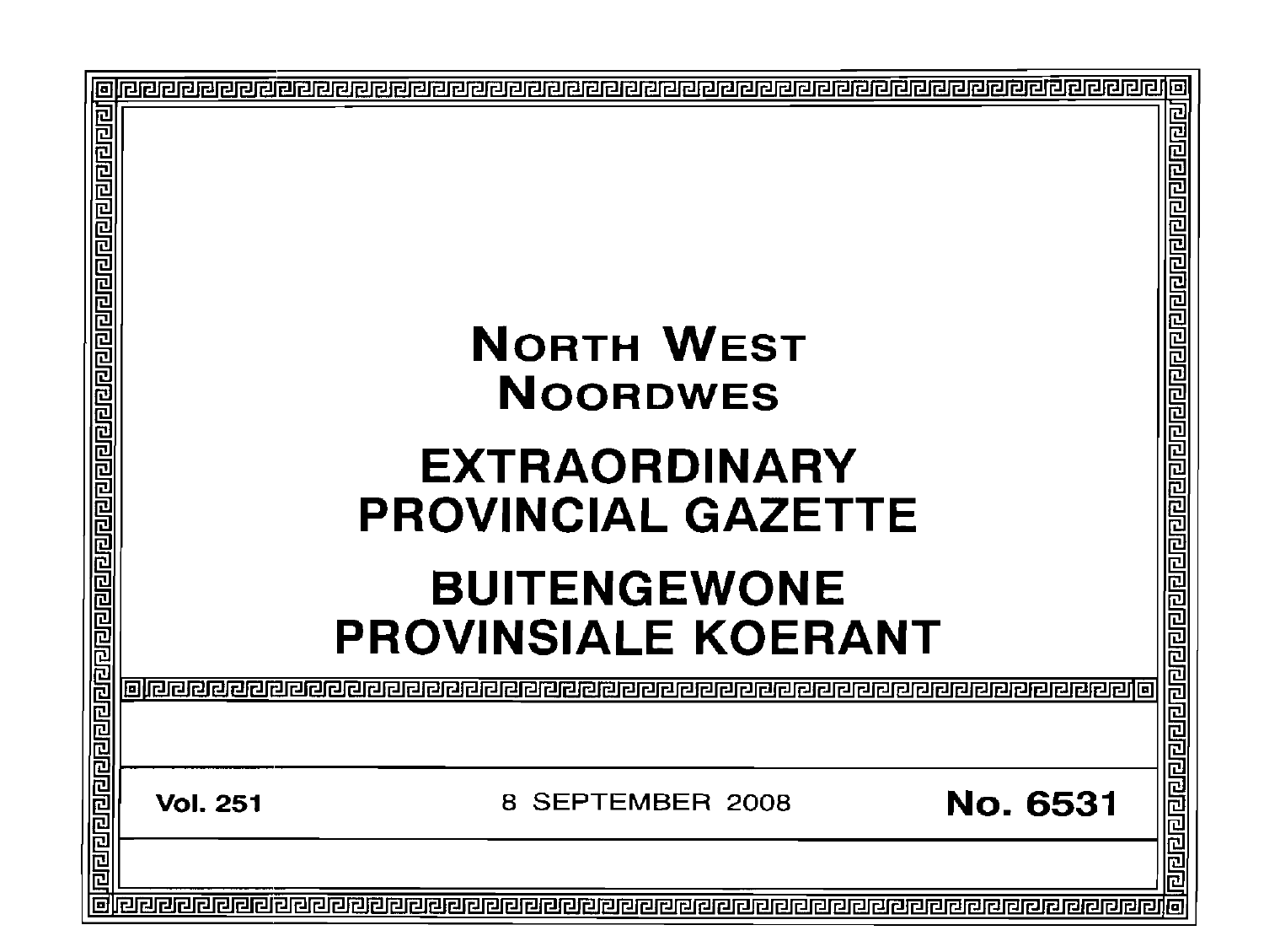# NORTH WEST
# NOORDWES

# EXTRAORDINARY PROVINCIAL GAZETTE

# BUITENGEWONE PROVINSIALE KOERANT

**Vol. 251** 8 SEPTEMBER 2008 **No. 6531**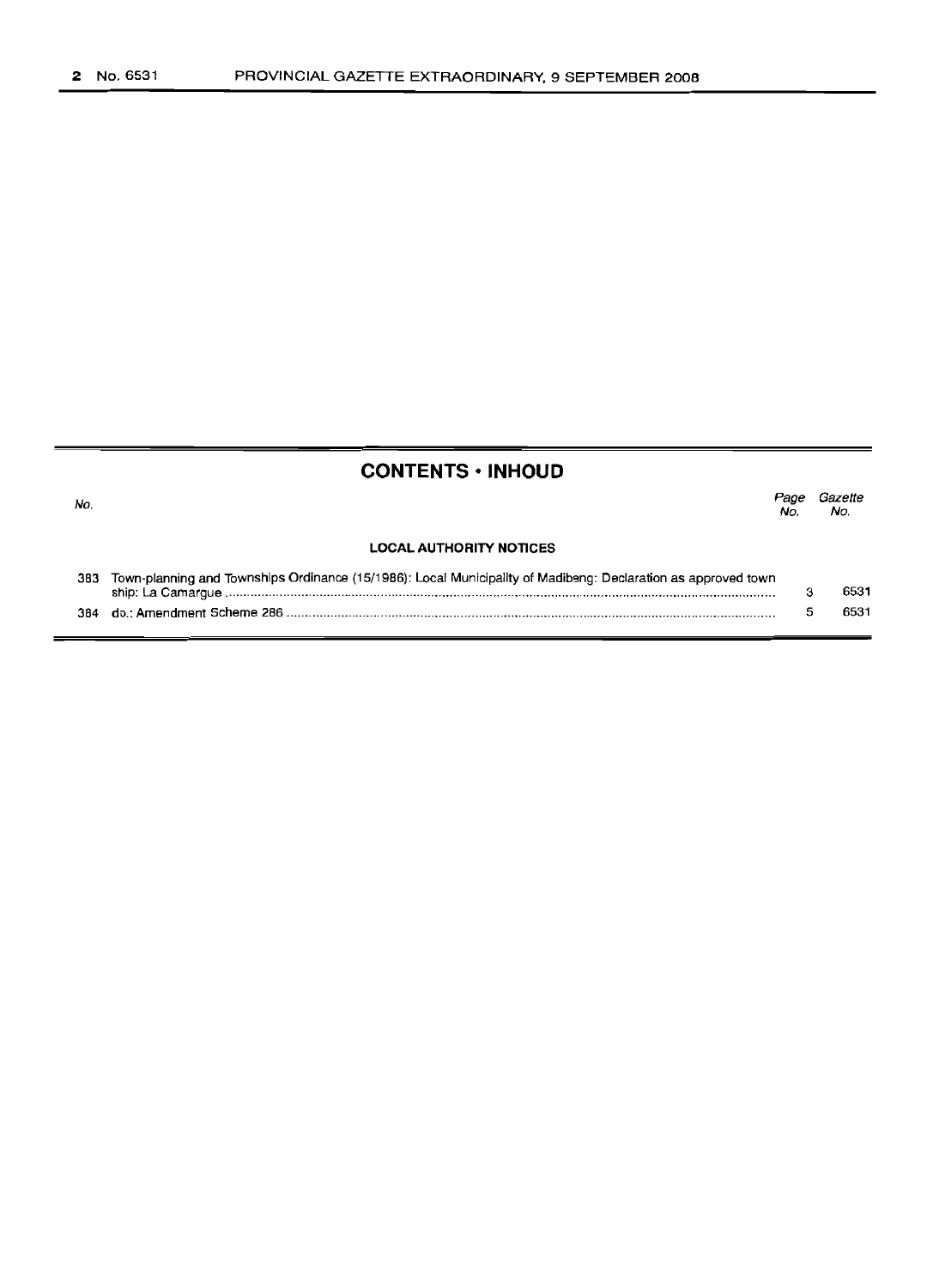## CONTENTS • INHOUD

| No. | | Page No. | Gazette No. |
|---|---|---|---|
| | **LOCAL AUTHORITY NOTICES** | | |
| 383 | Town-planning and Townships Ordinance (15/1986): Local Municipality of Madibeng: Declaration as approved township: La Camargue | 3 | 6531 |
| 384 | do.: Amendment Scheme 286 | 5 | 6531 |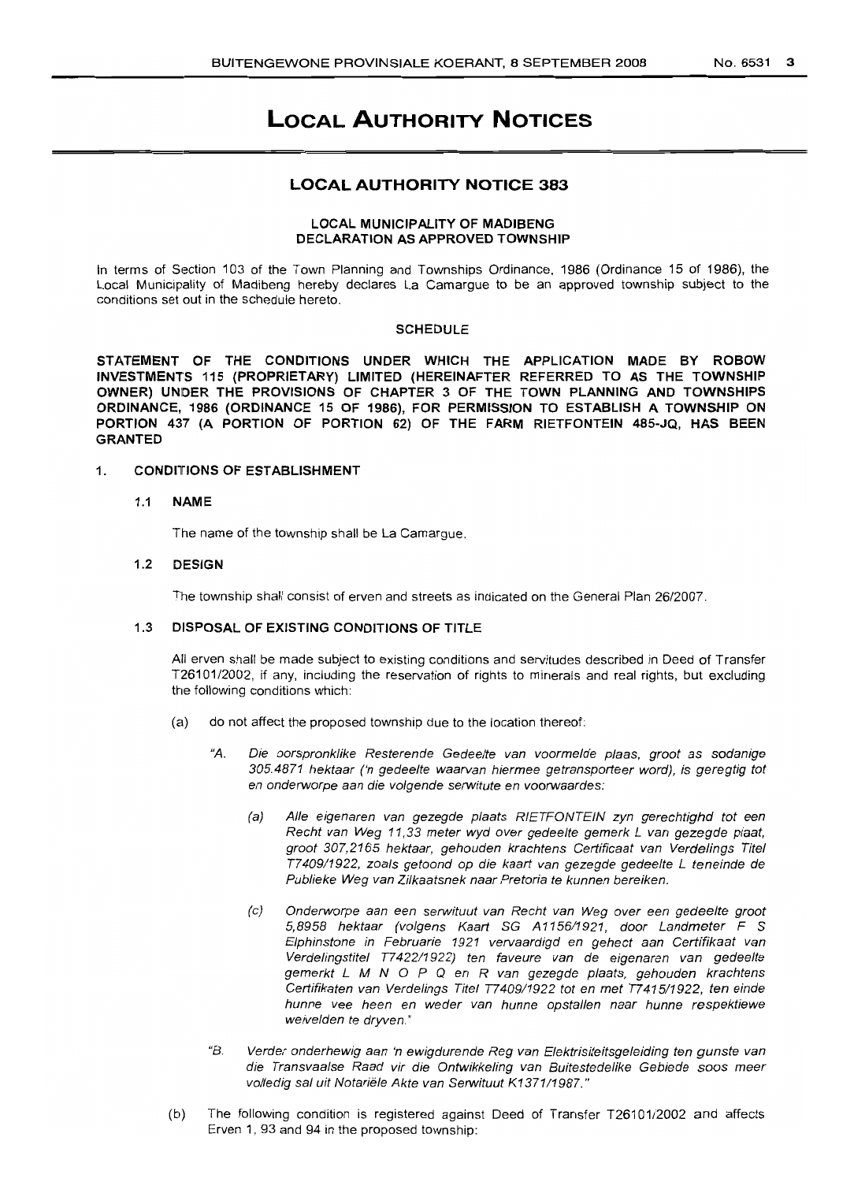# LOCAL AUTHORITY NOTICES

## LOCAL AUTHORITY NOTICE 383

### LOCAL MUNICIPALITY OF MADIBENG DECLARATION AS APPROVED TOWNSHIP

In terms of Section 103 of the Town Planning and Townships Ordinance, 1986 (Ordinance 15 of 1986), the Local Municipality of Madibeng hereby declares La Camargue to be an approved township subject to the conditions set out in the schedule hereto.

### SCHEDULE

**STATEMENT OF THE CONDITIONS UNDER WHICH THE APPLICATION MADE BY ROBOW INVESTMENTS 115 (PROPRIETARY) LIMITED (HEREINAFTER REFERRED TO AS THE TOWNSHIP OWNER) UNDER THE PROVISIONS OF CHAPTER 3 OF THE TOWN PLANNING AND TOWNSHIPS ORDINANCE, 1986 (ORDINANCE 15 OF 1986), FOR PERMISSION TO ESTABLISH A TOWNSHIP ON PORTION 437 (A PORTION OF PORTION 62) OF THE FARM RIETFONTEIN 485-JQ, HAS BEEN GRANTED**

**1. CONDITIONS OF ESTABLISHMENT**

**1.1 NAME**

The name of the township shall be La Camargue.

**1.2 DESIGN**

The township shall consist of erven and streets as indicated on the General Plan 26/2007.

**1.3 DISPOSAL OF EXISTING CONDITIONS OF TITLE**

All erven shall be made subject to existing conditions and servitudes described in Deed of Transfer T26101/2002, if any, including the reservation of rights to minerals and real rights, but excluding the following conditions which:

(a) do not affect the proposed township due to the location thereof:

"A. *Die oorspronklike Resterende Gedeelte van voormelde plaas, groot as sodanige 305.4871 hektaar ('n gedeelte waarvan hiermee getransporteer word), is geregtig tot en onderworpe aan die volgende serwitute en voorwaardes:*

(a) *Alle eigenaren van gezegde plaats RIETFONTEIN zyn gerechtighd tot een Recht van Weg 11,33 meter wyd over gedeelte gemerk L van gezegde plaat, groot 307,2165 hektaar, gehouden krachtens Certificaat van Verdelings Titel T7409/1922, zoals getoond op die kaart van gezegde gedeelte L teneinde de Publieke Weg van Zilkaatsnek naar Pretoria te kunnen bereiken.*

(c) *Onderworpe aan een serwituut van Recht van Weg over een gedeelte groot 5,8958 hektaar (volgens Kaart SG A1156/1921, door Landmeter F S Elphinstone in Februarie 1921 vervaardigd en gehect aan Certifikaat van Verdelingstitel T7422/1922) ten faveure van de eigenaren van gedeelte gemerkt L M N O P Q en R van gezegde plaats, gehouden krachtens Certifikaten van Verdelings Titel T7409/1922 tot en met T7415/1922, ten einde hunne vee heen en weder van hunne opstallen naar hunne respektiewe weivelden te dryven."*

"B. *Verder onderhewig aan 'n ewigdurende Reg van Elektrisiteitsgeleiding ten gunste van die Transvaalse Raad vir die Ontwikkeling van Buitestedelike Gebiede soos meer volledig sal uit Notariële Akte van Serwituut K1371/1987."*

(b) The following condition is registered against Deed of Transfer T26101/2002 and affects Erven 1, 93 and 94 in the proposed township: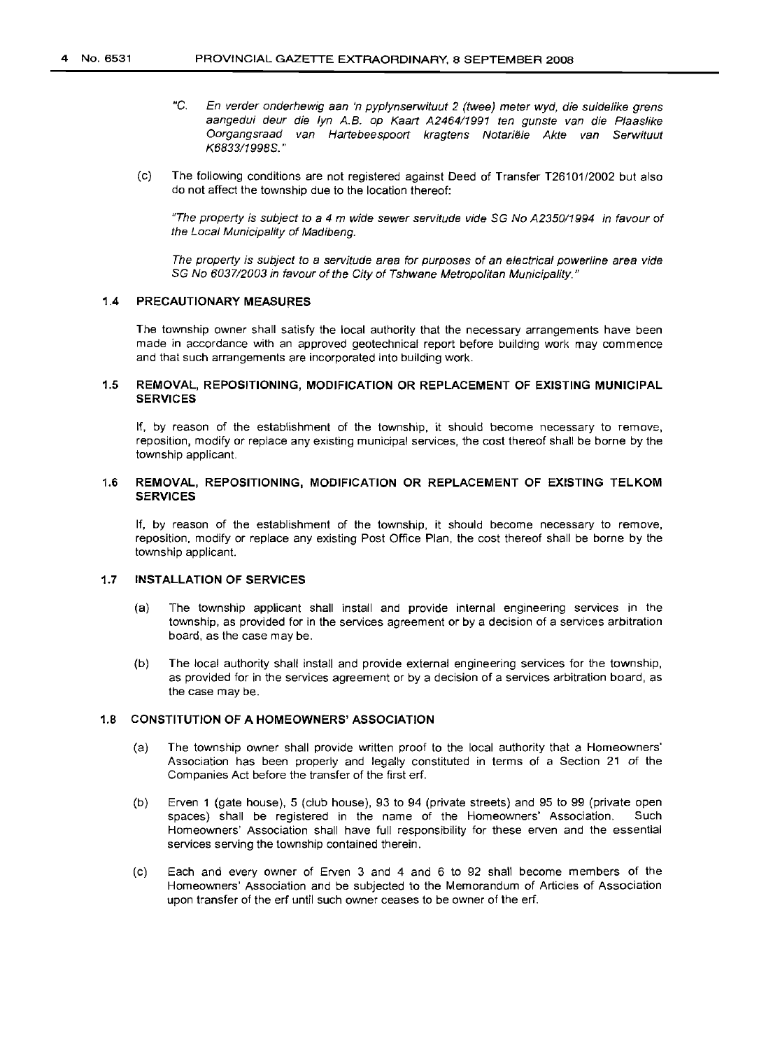"C. *En verder onderhewig aan 'n pyplynserwituut 2 (twee) meter wyd, die suidelike grens aangedui deur die lyn A.B. op Kaart A2464/1991 ten gunste van die Plaaslike Oorgangsraad van Hartebeespoort kragtens Notariële Akte van Serwituut K6833/1998S."*

(c) The following conditions are not registered against Deed of Transfer T26101/2002 but also do not affect the township due to the location thereof:

*"The property is subject to a 4 m wide sewer servitude vide SG No A2350/1994 in favour of the Local Municipality of Madibeng.*

*The property is subject to a servitude area for purposes of an electrical powerline area vide SG No 6037/2003 in favour of the City of Tshwane Metropolitan Municipality."*

### 1.4 PRECAUTIONARY MEASURES

The township owner shall satisfy the local authority that the necessary arrangements have been made in accordance with an approved geotechnical report before building work may commence and that such arrangements are incorporated into building work.

### 1.5 REMOVAL, REPOSITIONING, MODIFICATION OR REPLACEMENT OF EXISTING MUNICIPAL SERVICES

If, by reason of the establishment of the township, it should become necessary to remove, reposition, modify or replace any existing municipal services, the cost thereof shall be borne by the township applicant.

### 1.6 REMOVAL, REPOSITIONING, MODIFICATION OR REPLACEMENT OF EXISTING TELKOM SERVICES

If, by reason of the establishment of the township, it should become necessary to remove, reposition, modify or replace any existing Post Office Plan, the cost thereof shall be borne by the township applicant.

### 1.7 INSTALLATION OF SERVICES

(a) The township applicant shall install and provide internal engineering services in the township, as provided for in the services agreement or by a decision of a services arbitration board, as the case may be.

(b) The local authority shall install and provide external engineering services for the township, as provided for in the services agreement or by a decision of a services arbitration board, as the case may be.

### 1.8 CONSTITUTION OF A HOMEOWNERS' ASSOCIATION

(a) The township owner shall provide written proof to the local authority that a Homeowners' Association has been properly and legally constituted in terms of a Section 21 of the Companies Act before the transfer of the first erf.

(b) Erven 1 (gate house), 5 (club house), 93 to 94 (private streets) and 95 to 99 (private open spaces) shall be registered in the name of the Homeowners' Association. Such Homeowners' Association shall have full responsibility for these erven and the essential services serving the township contained therein.

(c) Each and every owner of Erven 3 and 4 and 6 to 92 shall become members of the Homeowners' Association and be subjected to the Memorandum of Articles of Association upon transfer of the erf until such owner ceases to be owner of the erf.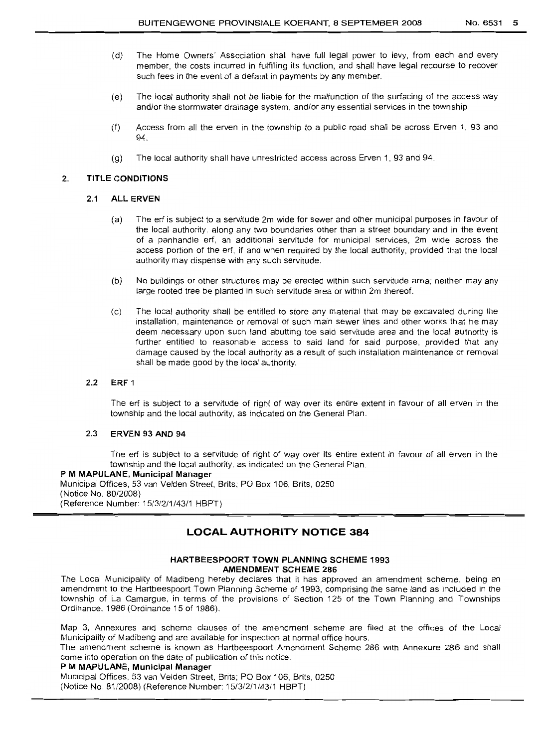(d) The Home Owners' Association shall have full legal power to levy, from each and every member, the costs incurred in fulfilling its function, and shall have legal recourse to recover such fees in the event of a default in payments by any member.

(e) The local authority shall not be liable for the malfunction of the surfacing of the access way and/or the stormwater drainage system, and/or any essential services in the township.

(f) Access from all the erven in the township to a public road shall be across Erven 1, 93 and 94.

(g) The local authority shall have unrestricted access across Erven 1, 93 and 94.

## 2. TITLE CONDITIONS

### 2.1 ALL ERVEN

(a) The erf is subject to a servitude 2m wide for sewer and other municipal purposes in favour of the local authority, along any two boundaries other than a street boundary and in the event of a panhandle erf, an additional servitude for municipal services, 2m wide across the access portion of the erf, if and when required by the local authority, provided that the local authority may dispense with any such servitude.

(b) No buildings or other structures may be erected within such servitude area; neither may any large rooted tree be planted in such servitude area or within 2m thereof.

(c) The local authority shall be entitled to store any material that may be excavated during the installation, maintenance or removal of such main sewer lines and other works that he may deem necessary upon such land abutting toe said servitude area and the local authority is further entitled to reasonable access to said land for said purpose, provided that any damage caused by the local authority as a result of such installation maintenance or removal shall be made good by the local authority.

### 2.2 ERF 1

The erf is subject to a servitude of right of way over its entire extent in favour of all erven in the township and the local authority, as indicated on the General Plan.

### 2.3 ERVEN 93 AND 94

The erf is subject to a servitude of right of way over its entire extent in favour of all erven in the township and the local authority, as indicated on the General Plan.

**P M MAPULANE, Municipal Manager**
Municipal Offices, 53 van Velden Street, Brits; PO Box 106, Brits, 0250
(Notice No. 80/2008)
(Reference Number: 15/3/2/1/43/1 HBPT)

---

## LOCAL AUTHORITY NOTICE 384

**HARTBEESPOORT TOWN PLANNING SCHEME 1993**
**AMENDMENT SCHEME 286**

The Local Municipality of Madibeng hereby declares that it has approved an amendment scheme, being an amendment to the Hartbeespoort Town Planning Scheme of 1993, comprising the same land as included in the township of La Camargue, in terms of the provisions of Section 125 of the Town Planning and Townships Ordinance, 1986 (Ordinance 15 of 1986).

Map 3, Annexures and scheme clauses of the amendment scheme are filed at the offices of the Local Municipality of Madibeng and are available for inspection at normal office hours.
The amendment scheme is known as Hartbeespoort Amendment Scheme 286 with Annexure 286 and shall come into operation on the date of publication of this notice.

**P M MAPULANE, Municipal Manager**
Municipal Offices, 53 van Velden Street, Brits; PO Box 106, Brits, 0250
(Notice No. 81/2008) (Reference Number: 15/3/2/1/43/1 HBPT)